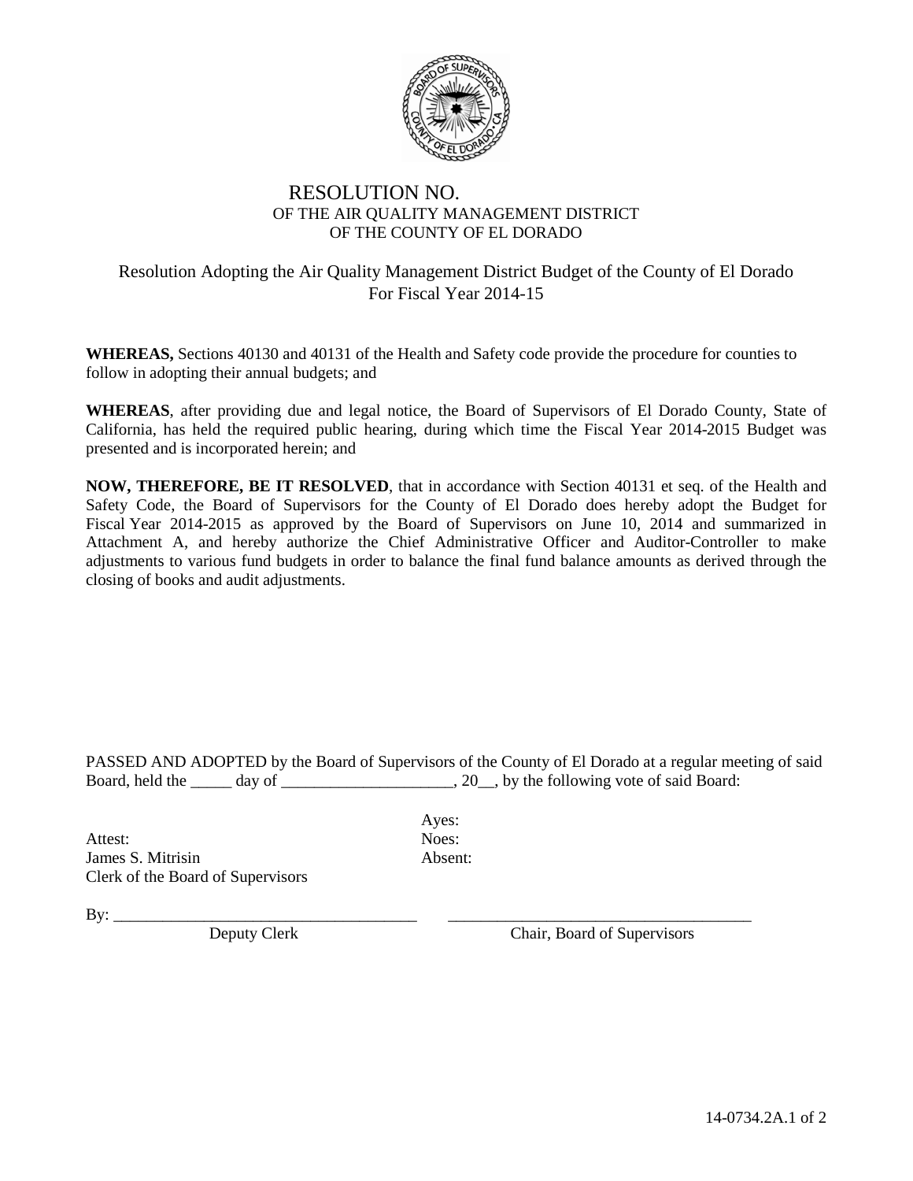# RESOLUTION NO.

## OF THE AIR QUALITY MANAGEMENT DISTRICT
## OF THE COUNTY OF EL DORADO

### Resolution Adopting the Air Quality Management District Budget of the County of El Dorado For Fiscal Year 2014-15

**WHEREAS,** Sections 40130 and 40131 of the Health and Safety code provide the procedure for counties to follow in adopting their annual budgets; and

**WHEREAS**, after providing due and legal notice, the Board of Supervisors of El Dorado County, State of California, has held the required public hearing, during which time the Fiscal Year 2014-2015 Budget was presented and is incorporated herein; and

**NOW, THEREFORE, BE IT RESOLVED**, that in accordance with Section 40131 et seq. of the Health and Safety Code, the Board of Supervisors for the County of El Dorado does hereby adopt the Budget for Fiscal Year 2014-2015 as approved by the Board of Supervisors on June 10, 2014 and summarized in Attachment A, and hereby authorize the Chief Administrative Officer and Auditor-Controller to make adjustments to various fund budgets in order to balance the final fund balance amounts as derived through the closing of books and audit adjustments.

PASSED AND ADOPTED by the Board of Supervisors of the County of El Dorado at a regular meeting of said Board, held the _____ day of _____________________, 20__, by the following vote of said Board:

Ayes:
Noes:
Absent:

Attest:
James S. Mitrisin
Clerk of the Board of Supervisors

By: ______________________________________
Deputy Clerk

______________________________________
Chair, Board of Supervisors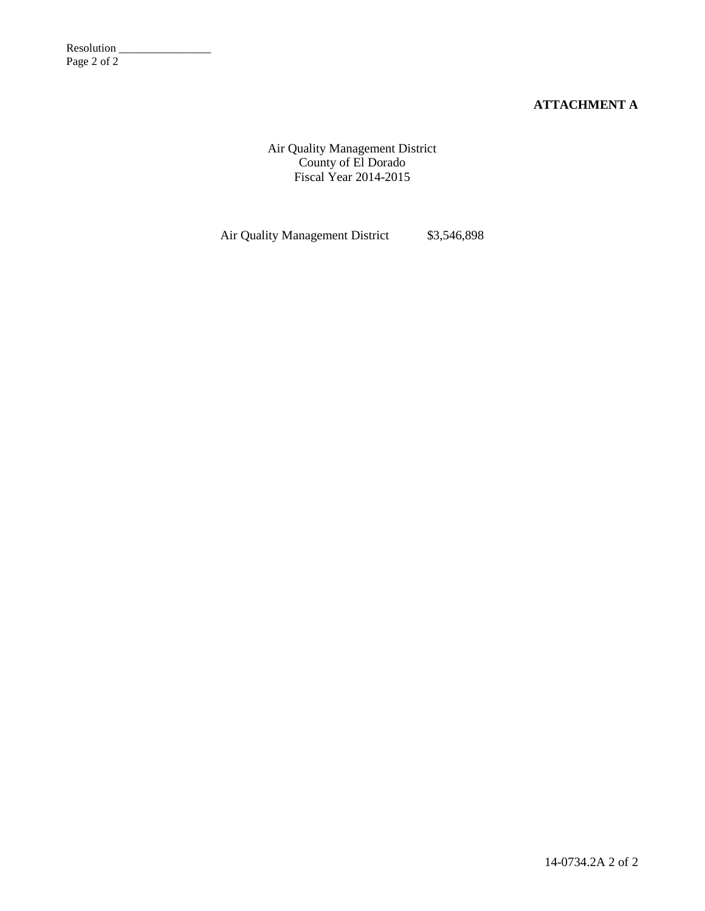**ATTACHMENT A**

Air Quality Management District
County of El Dorado
Fiscal Year 2014-2015

| | |
|---|---|
| Air Quality Management District | $3,546,898 |